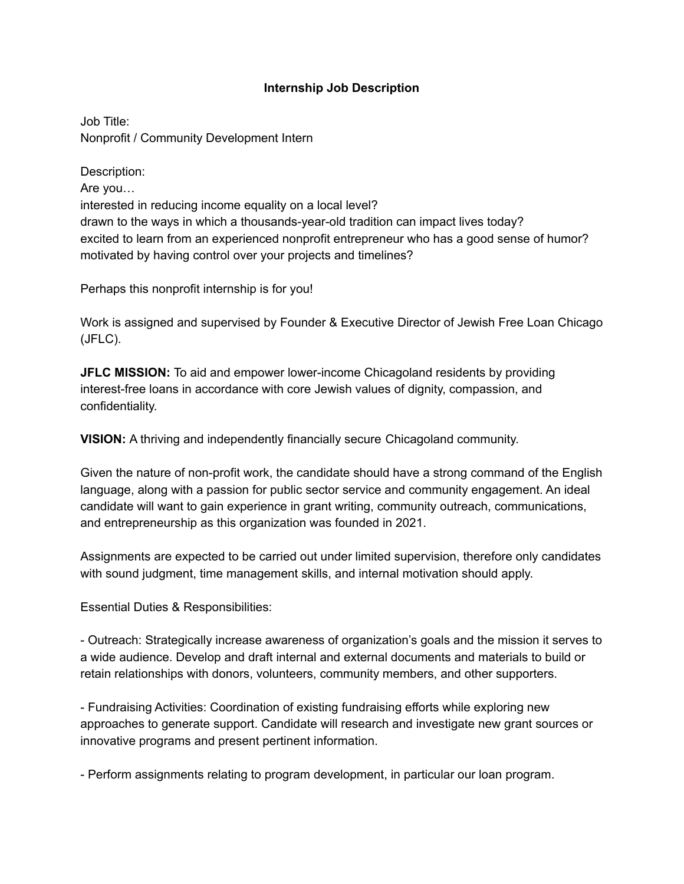# Internship Job Description

Job Title:
Nonprofit / Community Development Intern

Description:
Are you…
interested in reducing income equality on a local level?
drawn to the ways in which a thousands-year-old tradition can impact lives today?
excited to learn from an experienced nonprofit entrepreneur who has a good sense of humor?
motivated by having control over your projects and timelines?

Perhaps this nonprofit internship is for you!

Work is assigned and supervised by Founder & Executive Director of Jewish Free Loan Chicago (JFLC).

**JFLC MISSION:** To aid and empower lower-income Chicagoland residents by providing interest-free loans in accordance with core Jewish values of dignity, compassion, and confidentiality.

**VISION:** A thriving and independently financially secure Chicagoland community.

Given the nature of non-profit work, the candidate should have a strong command of the English language, along with a passion for public sector service and community engagement. An ideal candidate will want to gain experience in grant writing, community outreach, communications, and entrepreneurship as this organization was founded in 2021.

Assignments are expected to be carried out under limited supervision, therefore only candidates with sound judgment, time management skills, and internal motivation should apply.

Essential Duties & Responsibilities:

- Outreach: Strategically increase awareness of organization's goals and the mission it serves to a wide audience. Develop and draft internal and external documents and materials to build or retain relationships with donors, volunteers, community members, and other supporters.

- Fundraising Activities: Coordination of existing fundraising efforts while exploring new approaches to generate support. Candidate will research and investigate new grant sources or innovative programs and present pertinent information.

- Perform assignments relating to program development, in particular our loan program.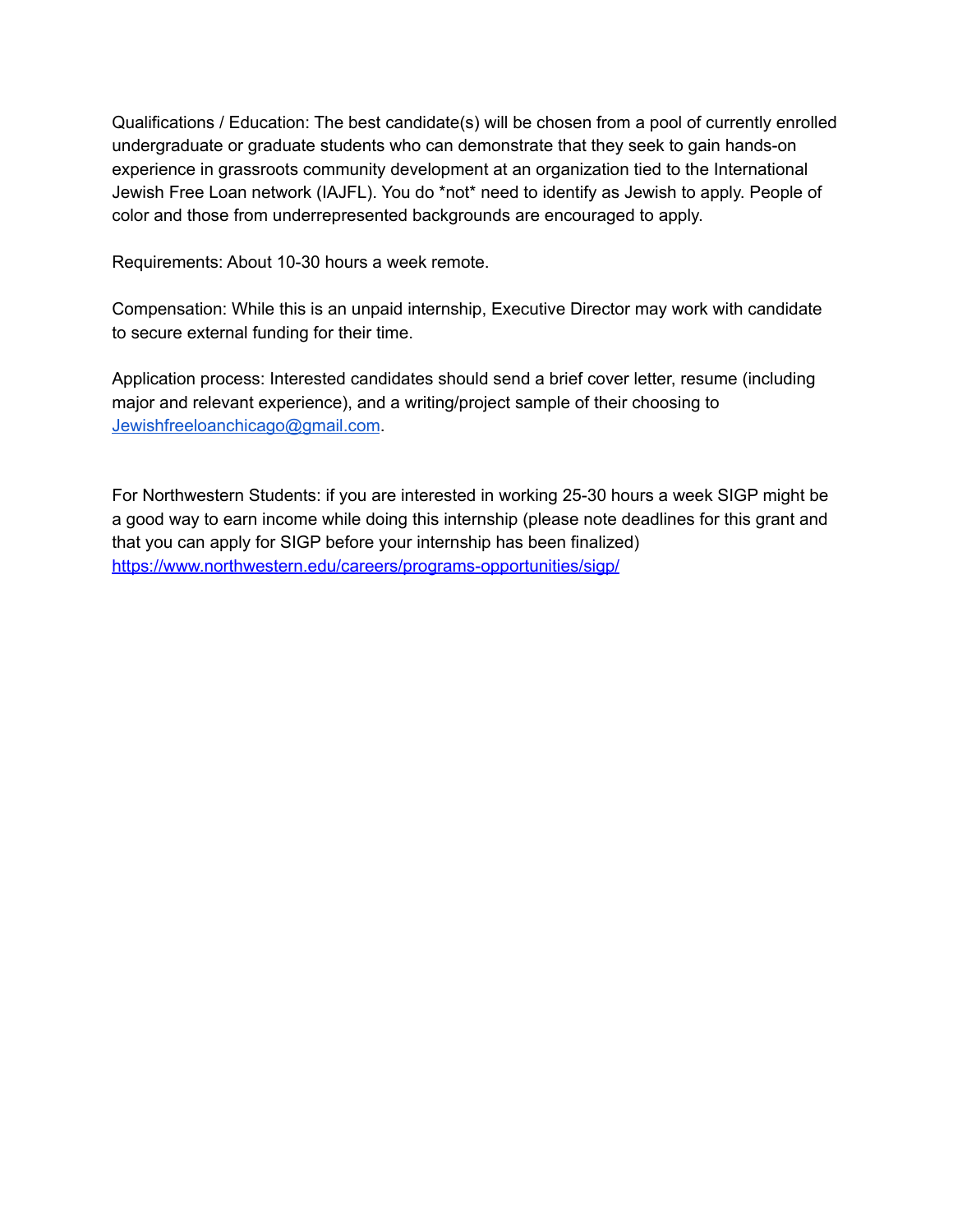Qualifications / Education: The best candidate(s) will be chosen from a pool of currently enrolled undergraduate or graduate students who can demonstrate that they seek to gain hands-on experience in grassroots community development at an organization tied to the International Jewish Free Loan network (IAJFL). You do *not* need to identify as Jewish to apply. People of color and those from underrepresented backgrounds are encouraged to apply.

Requirements: About 10-30 hours a week remote.

Compensation: While this is an unpaid internship, Executive Director may work with candidate to secure external funding for their time.

Application process: Interested candidates should send a brief cover letter, resume (including major and relevant experience), and a writing/project sample of their choosing to [Jewishfreeloanchicago@gmail.com](mailto:Jewishfreeloanchicago@gmail.com).

For Northwestern Students: if you are interested in working 25-30 hours a week SIGP might be a good way to earn income while doing this internship (please note deadlines for this grant and that you can apply for SIGP before your internship has been finalized) [https://www.northwestern.edu/careers/programs-opportunities/sigp/](https://www.northwestern.edu/careers/programs-opportunities/sigp/)